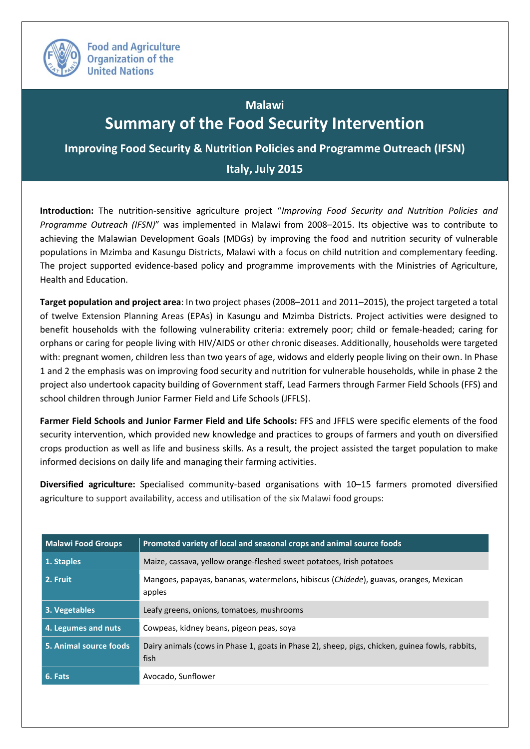Food and Agriculture Organization of the United Nations

# Malawi

# Summary of the Food Security Intervention

## Improving Food Security & Nutrition Policies and Programme Outreach (IFSN)

## Italy, July 2015

**Introduction:** The nutrition-sensitive agriculture project "*Improving Food Security and Nutrition Policies and Programme Outreach (IFSN)*" was implemented in Malawi from 2008–2015. Its objective was to contribute to achieving the Malawian Development Goals (MDGs) by improving the food and nutrition security of vulnerable populations in Mzimba and Kasungu Districts, Malawi with a focus on child nutrition and complementary feeding. The project supported evidence-based policy and programme improvements with the Ministries of Agriculture, Health and Education.

**Target population and project area**: In two project phases (2008–2011 and 2011–2015), the project targeted a total of twelve Extension Planning Areas (EPAs) in Kasungu and Mzimba Districts. Project activities were designed to benefit households with the following vulnerability criteria: extremely poor; child or female-headed; caring for orphans or caring for people living with HIV/AIDS or other chronic diseases. Additionally, households were targeted with: pregnant women, children less than two years of age, widows and elderly people living on their own. In Phase 1 and 2 the emphasis was on improving food security and nutrition for vulnerable households, while in phase 2 the project also undertook capacity building of Government staff, Lead Farmers through Farmer Field Schools (FFS) and school children through Junior Farmer Field and Life Schools (JFFLS).

**Farmer Field Schools and Junior Farmer Field and Life Schools:** FFS and JFFLS were specific elements of the food security intervention, which provided new knowledge and practices to groups of farmers and youth on diversified crops production as well as life and business skills. As a result, the project assisted the target population to make informed decisions on daily life and managing their farming activities.

**Diversified agriculture:** Specialised community-based organisations with 10–15 farmers promoted diversified agriculture to support availability, access and utilisation of the six Malawi food groups:

| Malawi Food Groups | Promoted variety of local and seasonal crops and animal source foods |
|---|---|
| 1. Staples | Maize, cassava, yellow orange-fleshed sweet potatoes, Irish potatoes |
| 2. Fruit | Mangoes, papayas, bananas, watermelons, hibiscus (*Chidede*), guavas, oranges, Mexican apples |
| 3. Vegetables | Leafy greens, onions, tomatoes, mushrooms |
| 4. Legumes and nuts | Cowpeas, kidney beans, pigeon peas, soya |
| 5. Animal source foods | Dairy animals (cows in Phase 1, goats in Phase 2), sheep, pigs, chicken, guinea fowls, rabbits, fish |
| 6. Fats | Avocado, Sunflower |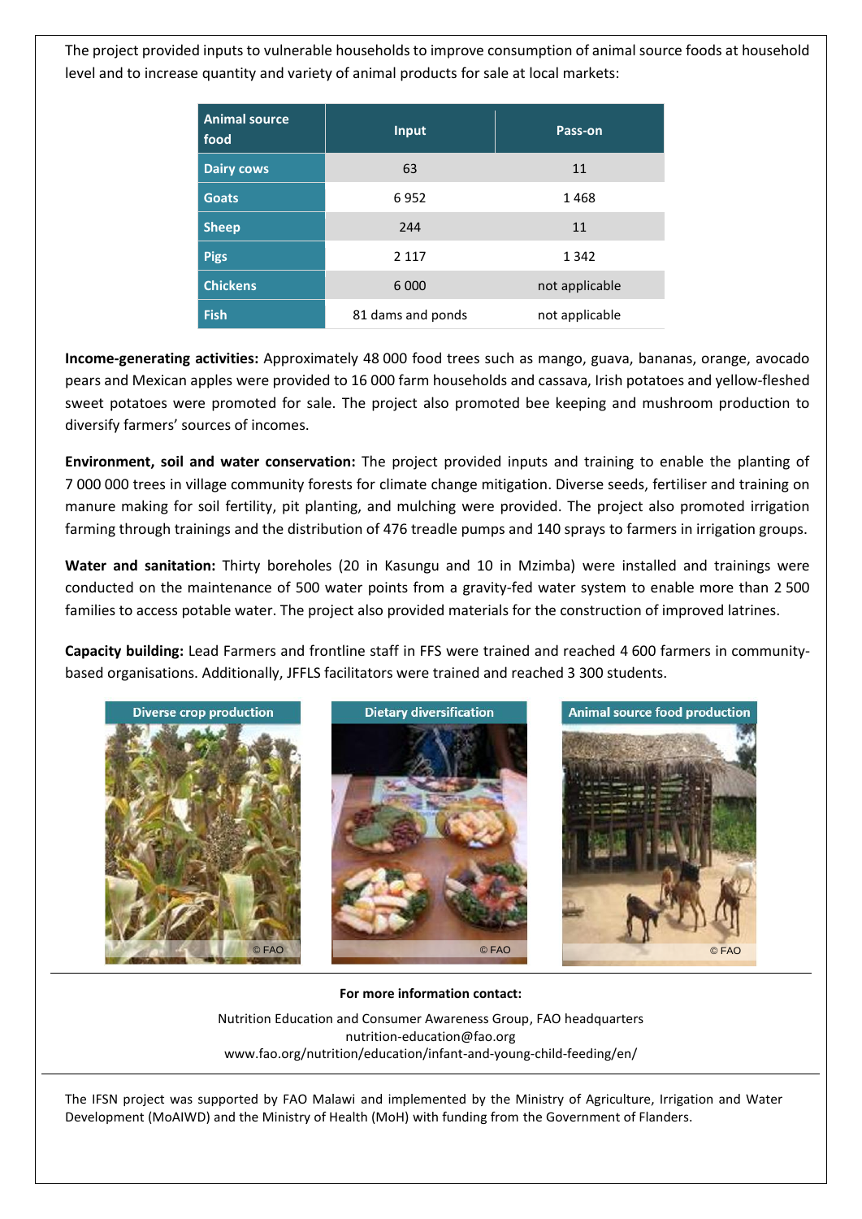The project provided inputs to vulnerable households to improve consumption of animal source foods at household level and to increase quantity and variety of animal products for sale at local markets:

| Animal source food | Input | Pass-on |
|---|---|---|
| Dairy cows | 63 | 11 |
| Goats | 6 952 | 1 468 |
| Sheep | 244 | 11 |
| Pigs | 2 117 | 1 342 |
| Chickens | 6 000 | not applicable |
| Fish | 81 dams and ponds | not applicable |

**Income-generating activities:** Approximately 48 000 food trees such as mango, guava, bananas, orange, avocado pears and Mexican apples were provided to 16 000 farm households and cassava, Irish potatoes and yellow-fleshed sweet potatoes were promoted for sale. The project also promoted bee keeping and mushroom production to diversify farmers' sources of incomes.

**Environment, soil and water conservation:** The project provided inputs and training to enable the planting of 7 000 000 trees in village community forests for climate change mitigation. Diverse seeds, fertiliser and training on manure making for soil fertility, pit planting, and mulching were provided. The project also promoted irrigation farming through trainings and the distribution of 476 treadle pumps and 140 sprays to farmers in irrigation groups.

**Water and sanitation:** Thirty boreholes (20 in Kasungu and 10 in Mzimba) were installed and trainings were conducted on the maintenance of 500 water points from a gravity-fed water system to enable more than 2 500 families to access potable water. The project also provided materials for the construction of improved latrines.

**Capacity building:** Lead Farmers and frontline staff in FFS were trained and reached 4 600 farmers in community-based organisations. Additionally, JFFLS facilitators were trained and reached 3 300 students.

Diverse crop production

© FAO

Dietary diversification

© FAO

Animal source food production

© FAO

**For more information contact:**

Nutrition Education and Consumer Awareness Group, FAO headquarters
nutrition-education@fao.org
www.fao.org/nutrition/education/infant-and-young-child-feeding/en/

The IFSN project was supported by FAO Malawi and implemented by the Ministry of Agriculture, Irrigation and Water Development (MoAIWD) and the Ministry of Health (MoH) with funding from the Government of Flanders.